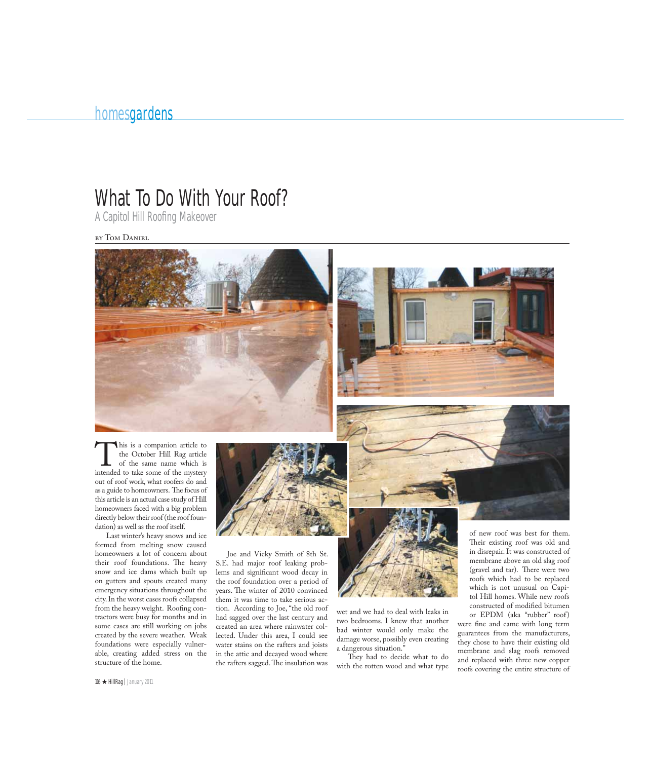# What To Do With Your Roof?

## A Capitol Hill Roofing Makeover

by Tom Daniel

This is a companion article to the October Hill Rag article of the same name which is intended to take some of the mystery out of roof work, what roofers do and as a guide to homeowners. The focus of this article is an actual case study of Hill homeowners faced with a big problem directly below their roof (the roof foundation) as well as the roof itself.

Last winter's heavy snows and ice formed from melting snow caused homeowners a lot of concern about their roof foundations. The heavy snow and ice dams which built up on gutters and spouts created many emergency situations throughout the city. In the worst cases roofs collapsed from the heavy weight. Roofing contractors were busy for months and in some cases are still working on jobs created by the severe weather. Weak foundations were especially vulnerable, creating added stress on the structure of the home.

Joe and Vicky Smith of 8th St. S.E. had major roof leaking problems and significant wood decay in the roof foundation over a period of years. The winter of 2010 convinced them it was time to take serious action. According to Joe, "the old roof had sagged over the last century and created an area where rainwater collected. Under this area, I could see water stains on the rafters and joists in the attic and decayed wood where the rafters sagged. The insulation was wet and we had to deal with leaks in two bedrooms. I knew that another bad winter would only make the damage worse, possibly even creating a dangerous situation."

They had to decide what to do with the rotten wood and what type of new roof was best for them. Their existing roof was old and in disrepair. It was constructed of membrane above an old slag roof (gravel and tar). There were two roofs which had to be replaced which is not unusual on Capitol Hill homes. While new roofs constructed of modified bitumen or EPDM (aka "rubber" roof) were fine and came with long term guarantees from the manufacturers, they chose to have their existing old membrane and slag roofs removed and replaced with three new copper roofs covering the entire structure of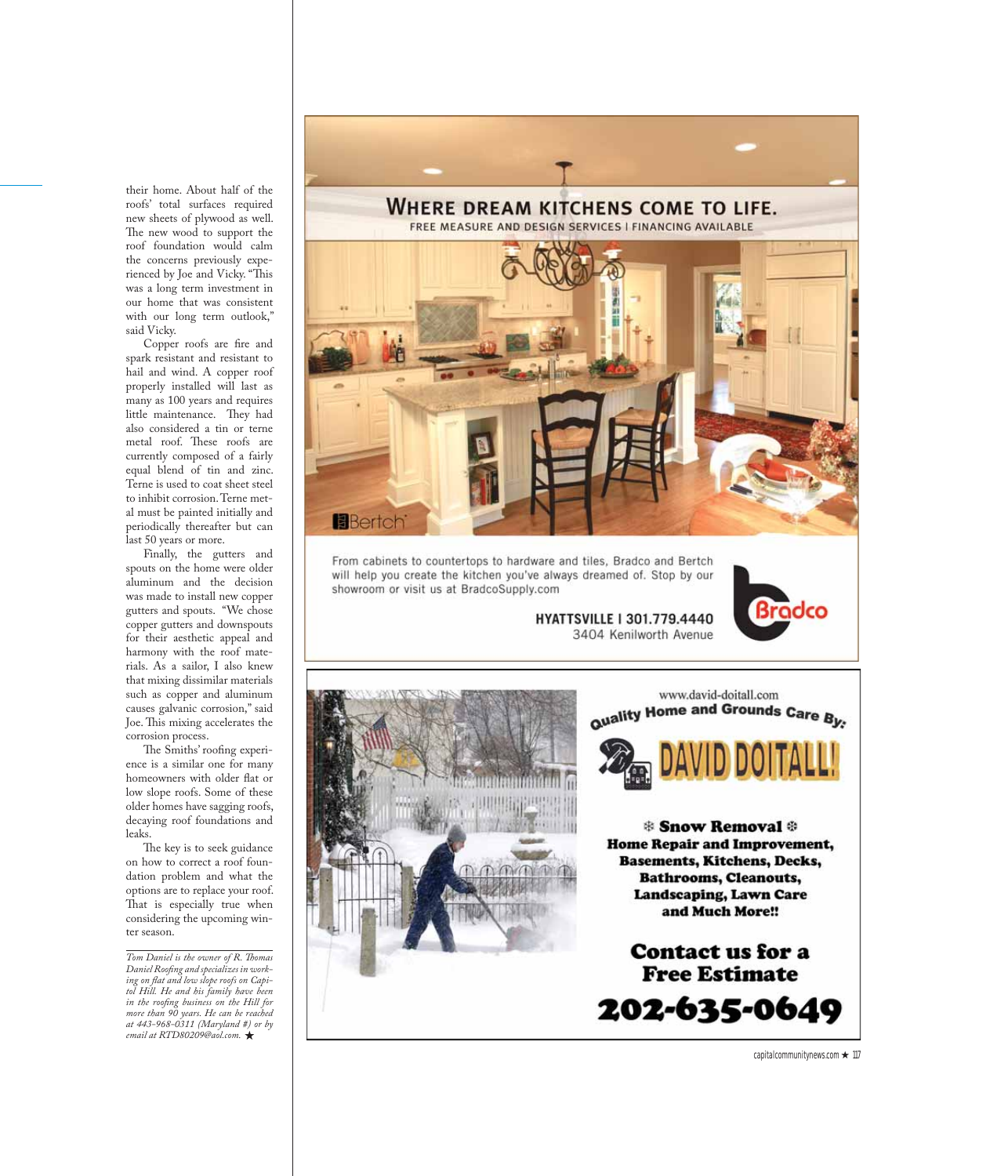their home. About half of the roofs' total surfaces required new sheets of plywood as well. The new wood to support the roof foundation would calm the concerns previously experienced by Joe and Vicky. "This was a long term investment in our home that was consistent with our long term outlook," said Vicky.

Copper roofs are fire and spark resistant and resistant to hail and wind. A copper roof properly installed will last as many as 100 years and requires little maintenance. They had also considered a tin or terne metal roof. These roofs are currently composed of a fairly equal blend of tin and zinc. Terne is used to coat sheet steel to inhibit corrosion. Terne metal must be painted initially and periodically thereafter but can last 50 years or more.

Finally, the gutters and spouts on the home were older aluminum and the decision was made to install new copper gutters and spouts. "We chose copper gutters and downspouts for their aesthetic appeal and harmony with the roof materials. As a sailor, I also knew that mixing dissimilar materials such as copper and aluminum causes galvanic corrosion," said Joe. This mixing accelerates the corrosion process.

The Smiths' roofing experience is a similar one for many homeowners with older flat or low slope roofs. Some of these older homes have sagging roofs, decaying roof foundations and leaks.

The key is to seek guidance on how to correct a roof foundation problem and what the options are to replace your roof. That is especially true when considering the upcoming winter season.

*Tom Daniel is the owner of R. Thomas Daniel Roofing and specializes in working on flat and low slope roofs on Capitol Hill. He and his family have been in the roofing business on the Hill for more than 90 years. He can be reached at 443-968-0311 (Maryland #) or by email at RTD80209@aol.com.* ★

## WHERE DREAM KITCHENS COME TO LIFE.

FREE MEASURE AND DESIGN SERVICES | FINANCING AVAILABLE

Bertch

From cabinets to countertops to hardware and tiles, Bradco and Bertch will help you create the kitchen you've always dreamed of. Stop by our showroom or visit us at BradcoSupply.com

**HYATTSVILLE | 301.779.4440**
3404 Kenilworth Avenue

Bradco

www.david-doitall.com

**Quality Home and Grounds Care By:**

**DAVID DOITALL!**

**❄ Snow Removal ❄**
**Home Repair and Improvement, Basements, Kitchens, Decks, Bathrooms, Cleanouts, Landscaping, Lawn Care and Much More!!**

**Contact us for a Free Estimate**

**202-635-0649**